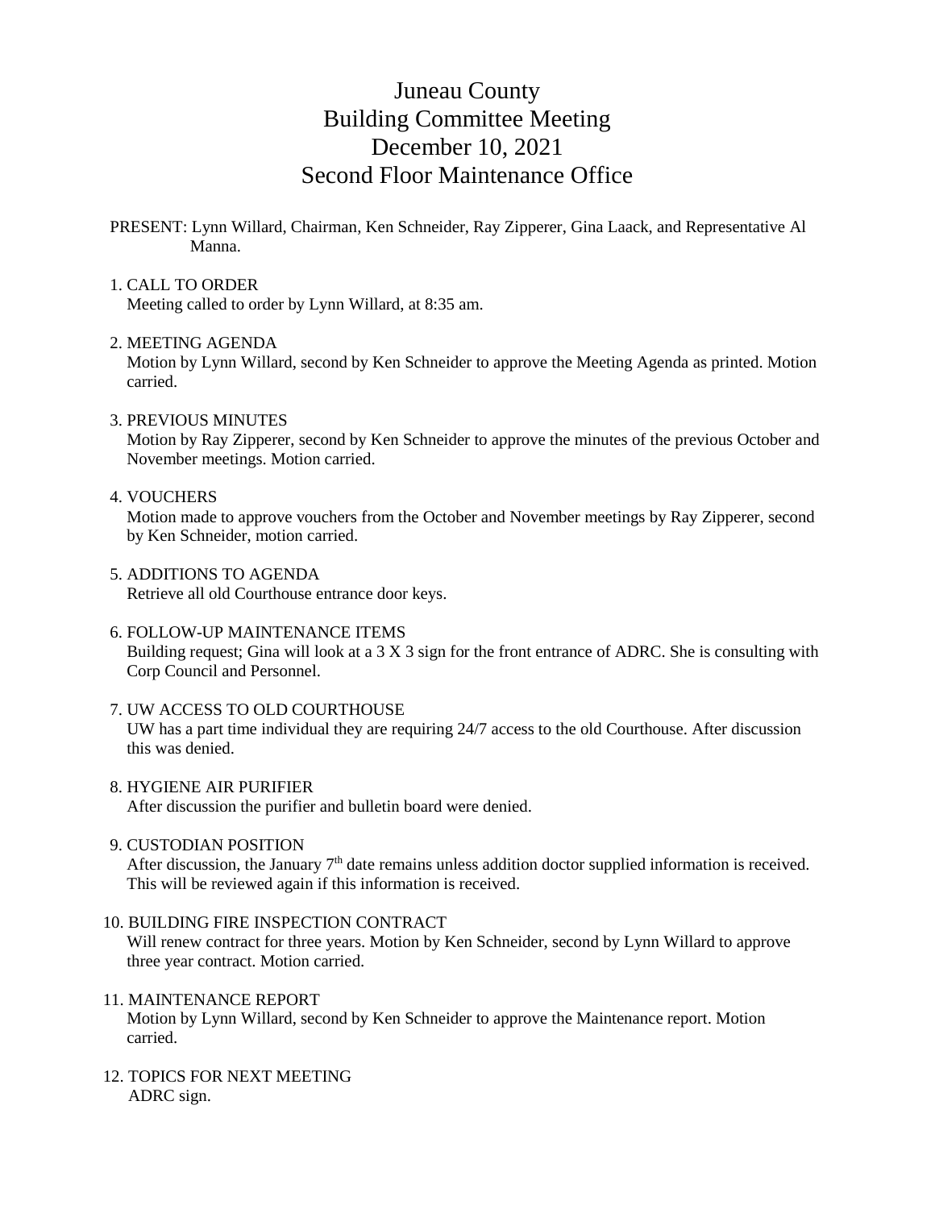# Juneau County
# Building Committee Meeting
# December 10, 2021
# Second Floor Maintenance Office

PRESENT: Lynn Willard, Chairman, Ken Schneider, Ray Zipperer, Gina Laack, and Representative Al Manna.

1. CALL TO ORDER
   Meeting called to order by Lynn Willard, at 8:35 am.

2. MEETING AGENDA
   Motion by Lynn Willard, second by Ken Schneider to approve the Meeting Agenda as printed. Motion carried.

3. PREVIOUS MINUTES
   Motion by Ray Zipperer, second by Ken Schneider to approve the minutes of the previous October and November meetings. Motion carried.

4. VOUCHERS
   Motion made to approve vouchers from the October and November meetings by Ray Zipperer, second by Ken Schneider, motion carried.

5. ADDITIONS TO AGENDA
   Retrieve all old Courthouse entrance door keys.

6. FOLLOW-UP MAINTENANCE ITEMS
   Building request; Gina will look at a 3 X 3 sign for the front entrance of ADRC. She is consulting with Corp Council and Personnel.

7. UW ACCESS TO OLD COURTHOUSE
   UW has a part time individual they are requiring 24/7 access to the old Courthouse. After discussion this was denied.

8. HYGIENE AIR PURIFIER
   After discussion the purifier and bulletin board were denied.

9. CUSTODIAN POSITION
   After discussion, the January 7th date remains unless addition doctor supplied information is received. This will be reviewed again if this information is received.

10. BUILDING FIRE INSPECTION CONTRACT
    Will renew contract for three years. Motion by Ken Schneider, second by Lynn Willard to approve three year contract. Motion carried.

11. MAINTENANCE REPORT
    Motion by Lynn Willard, second by Ken Schneider to approve the Maintenance report. Motion carried.

12. TOPICS FOR NEXT MEETING
    ADRC sign.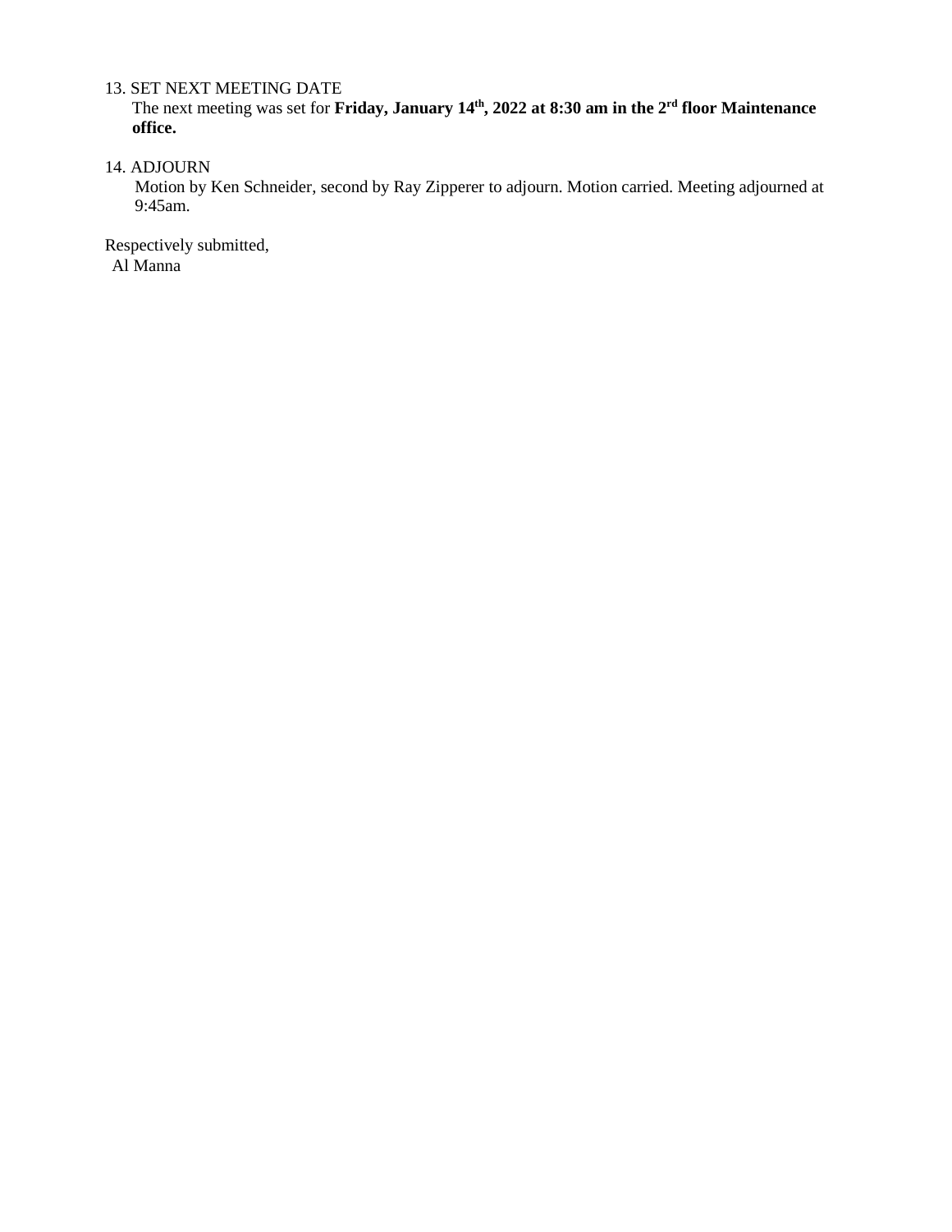13. SET NEXT MEETING DATE

The next meeting was set for **Friday, January 14th, 2022 at 8:30 am in the 2rd floor Maintenance office.**

14. ADJOURN

Motion by Ken Schneider, second by Ray Zipperer to adjourn. Motion carried. Meeting adjourned at 9:45am.

Respectively submitted,
Al Manna